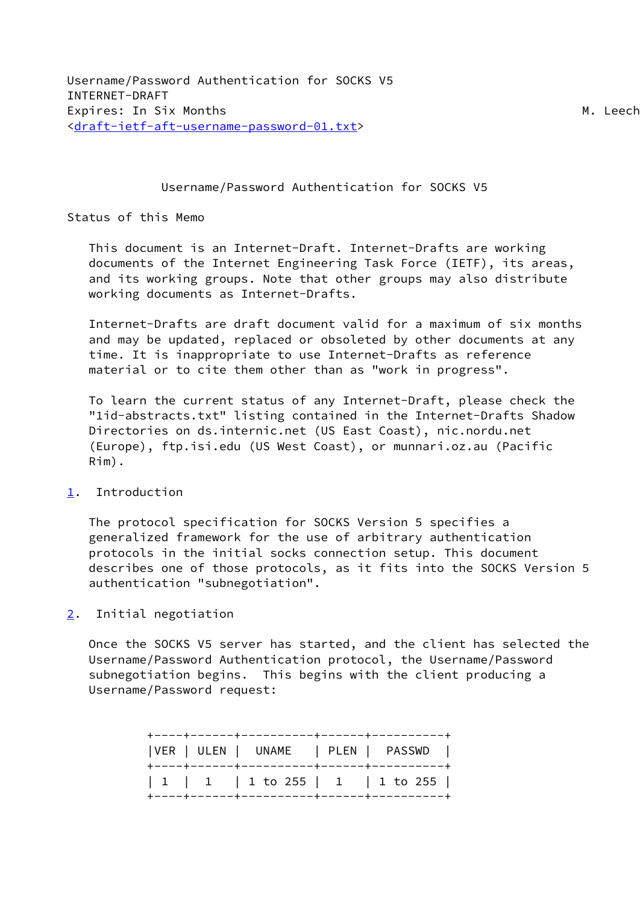Username/Password Authentication for SOCKS V5
INTERNET-DRAFT
Expires: In Six Months M. Leech
<draft-ietf-aft-username-password-01.txt>

# Username/Password Authentication for SOCKS V5

## Status of this Memo

This document is an Internet-Draft. Internet-Drafts are working documents of the Internet Engineering Task Force (IETF), its areas, and its working groups. Note that other groups may also distribute working documents as Internet-Drafts.

Internet-Drafts are draft document valid for a maximum of six months and may be updated, replaced or obsoleted by other documents at any time. It is inappropriate to use Internet-Drafts as reference material or to cite them other than as "work in progress".

To learn the current status of any Internet-Draft, please check the "1id-abstracts.txt" listing contained in the Internet-Drafts Shadow Directories on ds.internic.net (US East Coast), nic.nordu.net (Europe), ftp.isi.edu (US West Coast), or munnari.oz.au (Pacific Rim).

## 1. Introduction

The protocol specification for SOCKS Version 5 specifies a generalized framework for the use of arbitrary authentication protocols in the initial socks connection setup. This document describes one of those protocols, as it fits into the SOCKS Version 5 authentication "subnegotiation".

## 2. Initial negotiation

Once the SOCKS V5 server has started, and the client has selected the Username/Password Authentication protocol, the Username/Password subnegotiation begins. This begins with the client producing a Username/Password request:

```
+----+------+----------+------+----------+
|VER | ULEN |  UNAME   | PLEN |  PASSWD  |
+----+------+----------+------+----------+
| 1  |  1   | 1 to 255 |  1   | 1 to 255 |
+----+------+----------+------+----------+
```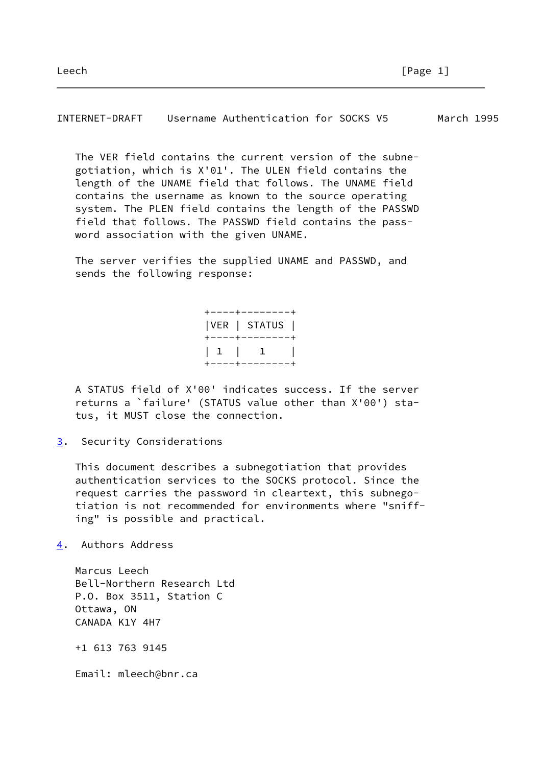The VER field contains the current version of the subnegotiation, which is X'01'. The ULEN field contains the length of the UNAME field that follows. The UNAME field contains the username as known to the source operating system. The PLEN field contains the length of the PASSWD field that follows. The PASSWD field contains the password association with the given UNAME.

The server verifies the supplied UNAME and PASSWD, and sends the following response:

| VER | STATUS |
| --- | --- |
| 1 | 1 |

A STATUS field of X'00' indicates success. If the server returns a `failure' (STATUS value other than X'00') status, it MUST close the connection.

## 3. Security Considerations

This document describes a subnegotiation that provides authentication services to the SOCKS protocol. Since the request carries the password in cleartext, this subnegotiation is not recommended for environments where "sniffing" is possible and practical.

## 4. Authors Address

Marcus Leech
Bell-Northern Research Ltd
P.O. Box 3511, Station C
Ottawa, ON
CANADA K1Y 4H7

+1 613 763 9145

Email: mleech@bnr.ca